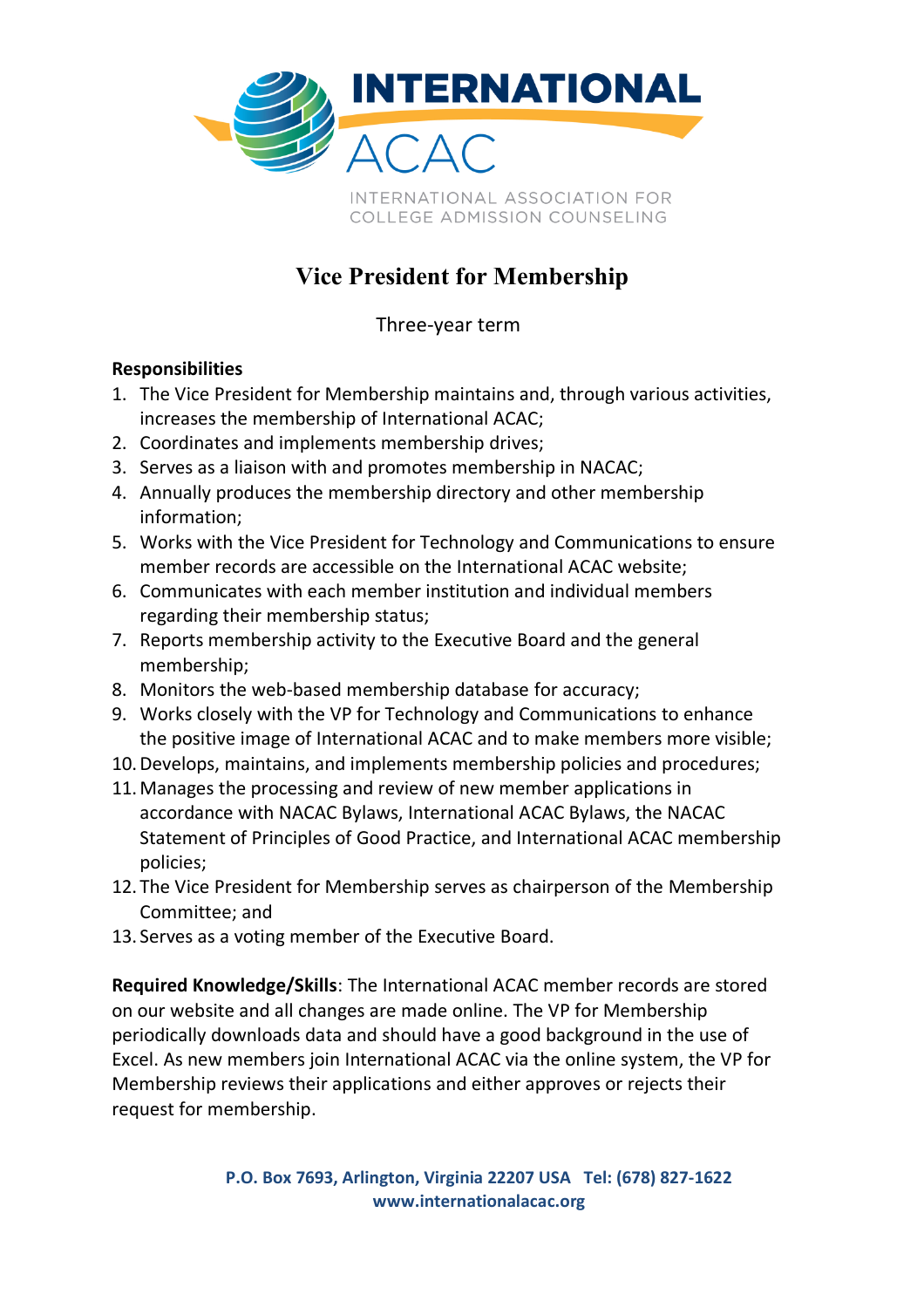INTERNATIONAL

ACAC

INTERNATIONAL ASSOCIATION FOR
COLLEGE ADMISSION COUNSELING

# Vice President for Membership

Three-year term

**Responsibilities**

1. The Vice President for Membership maintains and, through various activities, increases the membership of International ACAC;
2. Coordinates and implements membership drives;
3. Serves as a liaison with and promotes membership in NACAC;
4. Annually produces the membership directory and other membership information;
5. Works with the Vice President for Technology and Communications to ensure member records are accessible on the International ACAC website;
6. Communicates with each member institution and individual members regarding their membership status;
7. Reports membership activity to the Executive Board and the general membership;
8. Monitors the web-based membership database for accuracy;
9. Works closely with the VP for Technology and Communications to enhance the positive image of International ACAC and to make members more visible;
10. Develops, maintains, and implements membership policies and procedures;
11. Manages the processing and review of new member applications in accordance with NACAC Bylaws, International ACAC Bylaws, the NACAC Statement of Principles of Good Practice, and International ACAC membership policies;
12. The Vice President for Membership serves as chairperson of the Membership Committee; and
13. Serves as a voting member of the Executive Board.

**Required Knowledge/Skills**: The International ACAC member records are stored on our website and all changes are made online. The VP for Membership periodically downloads data and should have a good background in the use of Excel. As new members join International ACAC via the online system, the VP for Membership reviews their applications and either approves or rejects their request for membership.

**P.O. Box 7693, Arlington, Virginia 22207 USA Tel: (678) 827-1622**
**www.internationalacac.org**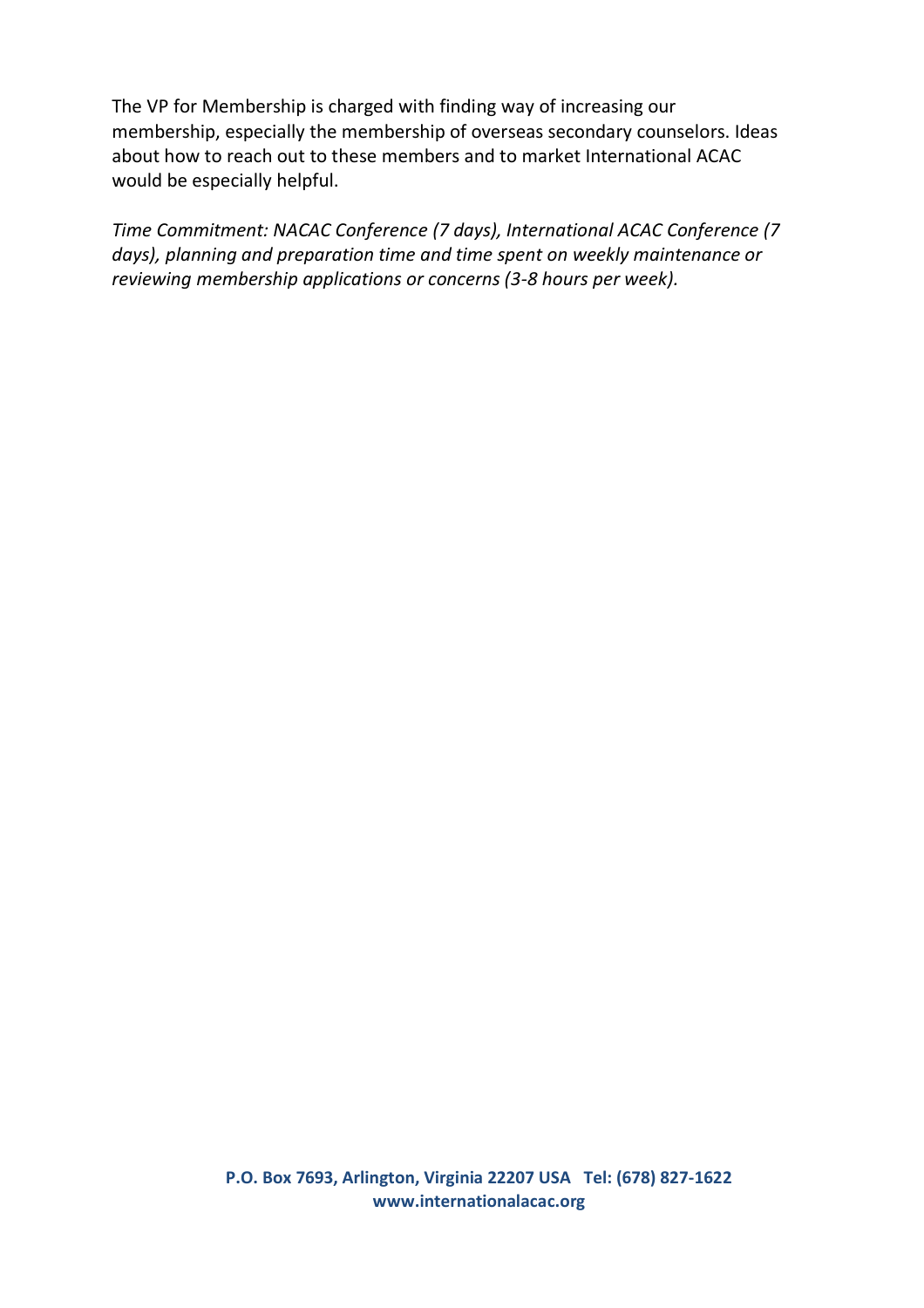The VP for Membership is charged with finding way of increasing our membership, especially the membership of overseas secondary counselors. Ideas about how to reach out to these members and to market International ACAC would be especially helpful.

*Time Commitment: NACAC Conference (7 days), International ACAC Conference (7 days), planning and preparation time and time spent on weekly maintenance or reviewing membership applications or concerns (3-8 hours per week).*